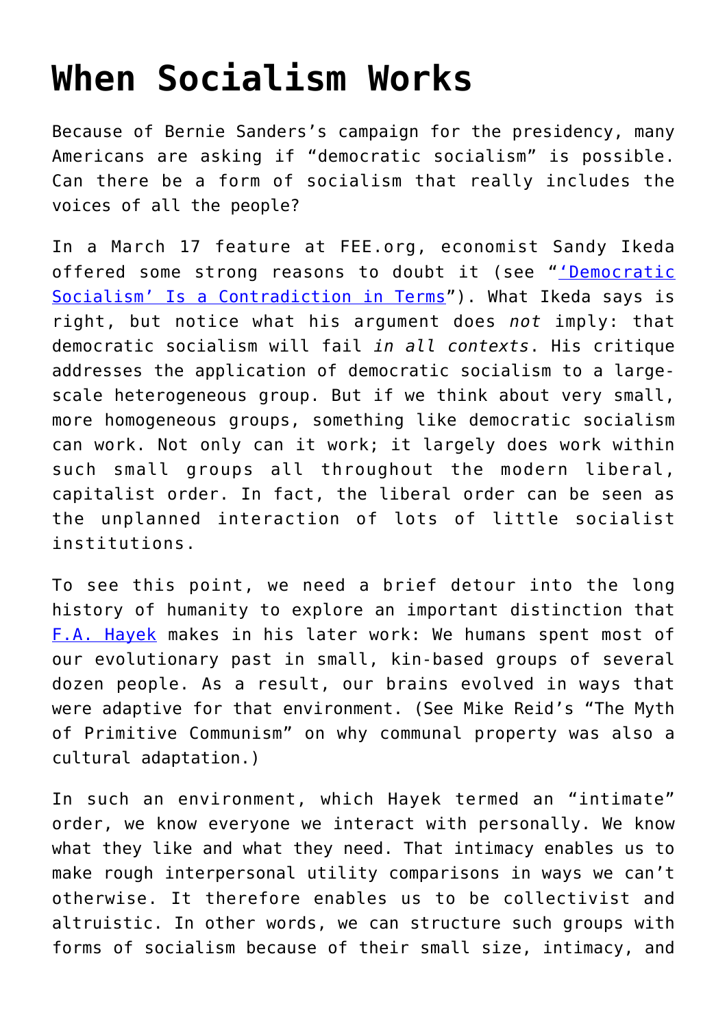# When Socialism Works

Because of Bernie Sanders's campaign for the presidency, many Americans are asking if "democratic socialism" is possible. Can there be a form of socialism that really includes the voices of all the people?

In a March 17 feature at FEE.org, economist Sandy Ikeda offered some strong reasons to doubt it (see "'Democratic Socialism' Is a Contradiction in Terms"). What Ikeda says is right, but notice what his argument does *not* imply: that democratic socialism will fail *in all contexts*. His critique addresses the application of democratic socialism to a large-scale heterogeneous group. But if we think about very small, more homogeneous groups, something like democratic socialism can work. Not only can it work; it largely does work within such small groups all throughout the modern liberal, capitalist order. In fact, the liberal order can be seen as the unplanned interaction of lots of little socialist institutions.

To see this point, we need a brief detour into the long history of humanity to explore an important distinction that F.A. Hayek makes in his later work: We humans spent most of our evolutionary past in small, kin-based groups of several dozen people. As a result, our brains evolved in ways that were adaptive for that environment. (See Mike Reid's "The Myth of Primitive Communism" on why communal property was also a cultural adaptation.)

In such an environment, which Hayek termed an "intimate" order, we know everyone we interact with personally. We know what they like and what they need. That intimacy enables us to make rough interpersonal utility comparisons in ways we can't otherwise. It therefore enables us to be collectivist and altruistic. In other words, we can structure such groups with forms of socialism because of their small size, intimacy, and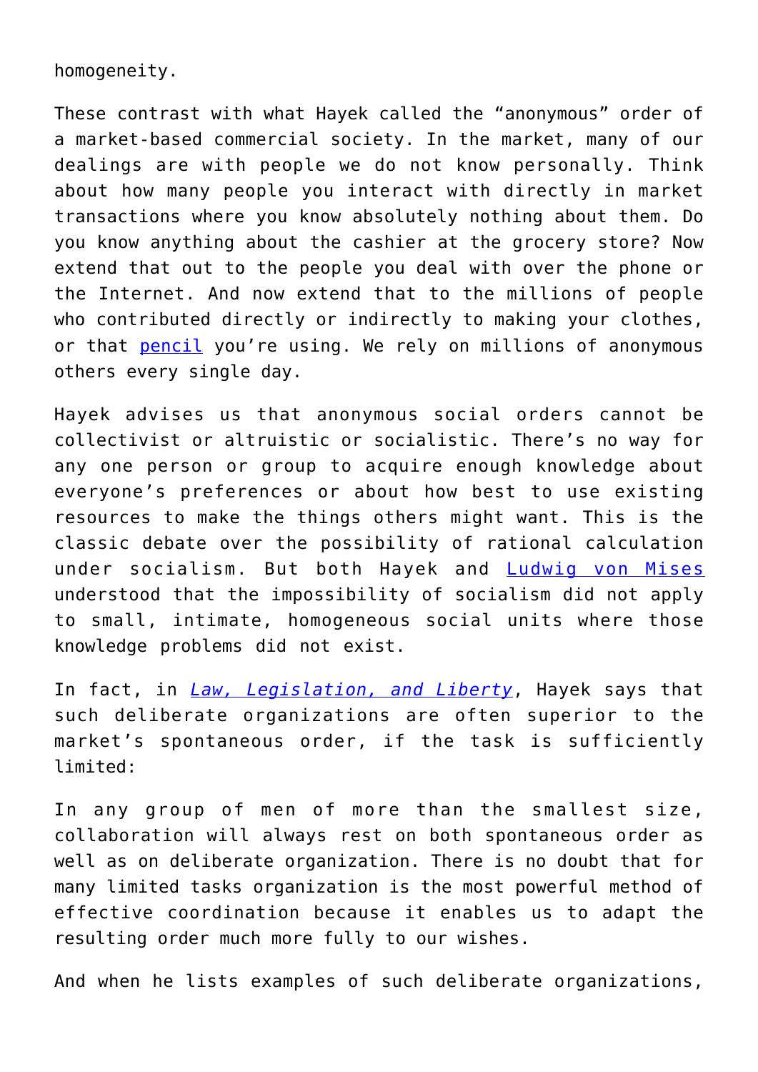homogeneity.

These contrast with what Hayek called the “anonymous” order of a market-based commercial society. In the market, many of our dealings are with people we do not know personally. Think about how many people you interact with directly in market transactions where you know absolutely nothing about them. Do you know anything about the cashier at the grocery store? Now extend that out to the people you deal with over the phone or the Internet. And now extend that to the millions of people who contributed directly or indirectly to making your clothes, or that pencil you’re using. We rely on millions of anonymous others every single day.

Hayek advises us that anonymous social orders cannot be collectivist or altruistic or socialistic. There’s no way for any one person or group to acquire enough knowledge about everyone’s preferences or about how best to use existing resources to make the things others might want. This is the classic debate over the possibility of rational calculation under socialism. But both Hayek and Ludwig von Mises understood that the impossibility of socialism did not apply to small, intimate, homogeneous social units where those knowledge problems did not exist.

In fact, in *Law, Legislation, and Liberty*, Hayek says that such deliberate organizations are often superior to the market’s spontaneous order, if the task is sufficiently limited:

> In any group of men of more than the smallest size, collaboration will always rest on both spontaneous order as well as on deliberate organization. There is no doubt that for many limited tasks organization is the most powerful method of effective coordination because it enables us to adapt the resulting order much more fully to our wishes.

And when he lists examples of such deliberate organizations,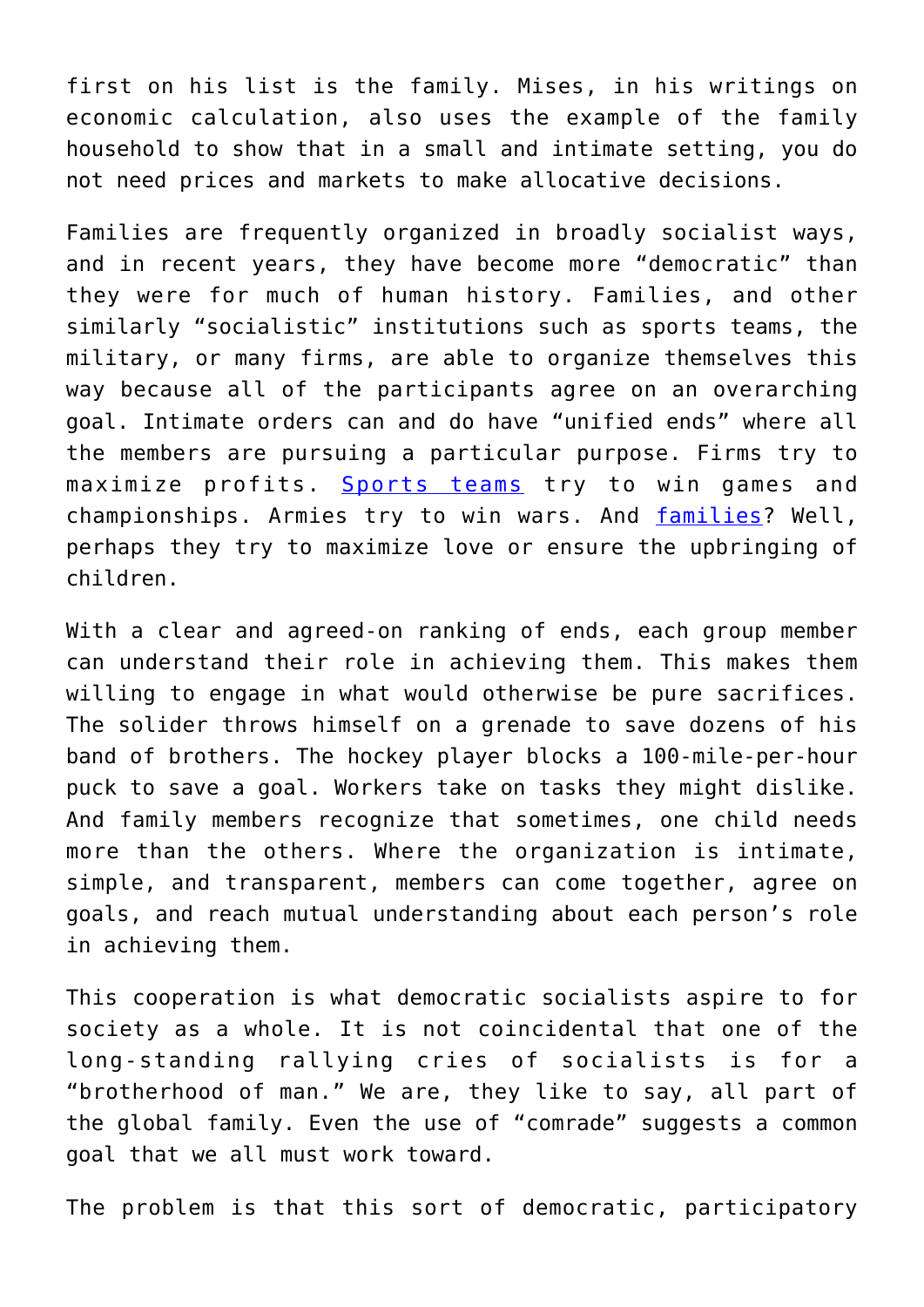first on his list is the family. Mises, in his writings on economic calculation, also uses the example of the family household to show that in a small and intimate setting, you do not need prices and markets to make allocative decisions.

Families are frequently organized in broadly socialist ways, and in recent years, they have become more "democratic" than they were for much of human history. Families, and other similarly "socialistic" institutions such as sports teams, the military, or many firms, are able to organize themselves this way because all of the participants agree on an overarching goal. Intimate orders can and do have "unified ends" where all the members are pursuing a particular purpose. Firms try to maximize profits. Sports teams try to win games and championships. Armies try to win wars. And families? Well, perhaps they try to maximize love or ensure the upbringing of children.

With a clear and agreed-on ranking of ends, each group member can understand their role in achieving them. This makes them willing to engage in what would otherwise be pure sacrifices. The solider throws himself on a grenade to save dozens of his band of brothers. The hockey player blocks a 100-mile-per-hour puck to save a goal. Workers take on tasks they might dislike. And family members recognize that sometimes, one child needs more than the others. Where the organization is intimate, simple, and transparent, members can come together, agree on goals, and reach mutual understanding about each person's role in achieving them.

This cooperation is what democratic socialists aspire to for society as a whole. It is not coincidental that one of the long-standing rallying cries of socialists is for a "brotherhood of man." We are, they like to say, all part of the global family. Even the use of "comrade" suggests a common goal that we all must work toward.

The problem is that this sort of democratic, participatory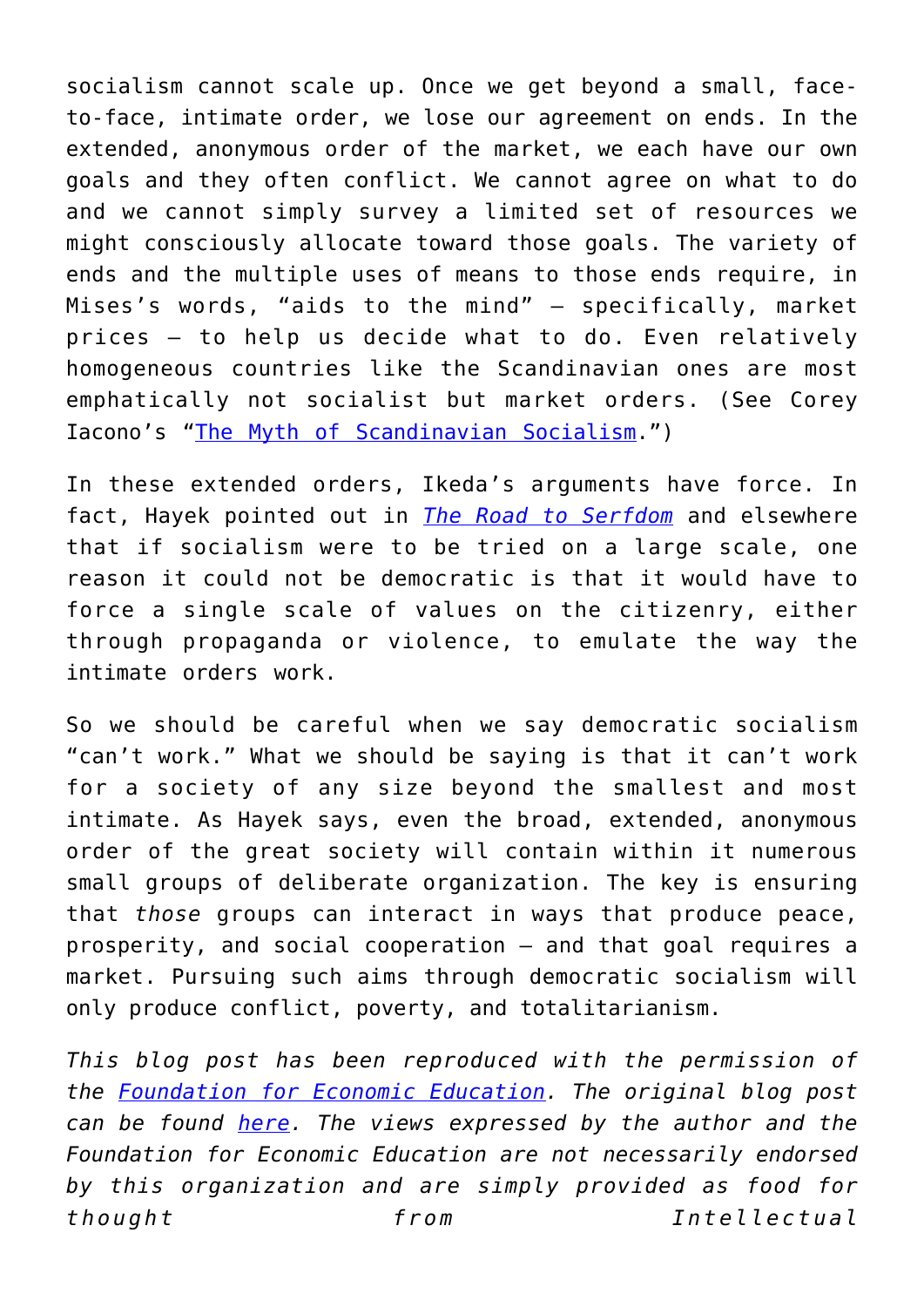socialism cannot scale up. Once we get beyond a small, face-to-face, intimate order, we lose our agreement on ends. In the extended, anonymous order of the market, we each have our own goals and they often conflict. We cannot agree on what to do and we cannot simply survey a limited set of resources we might consciously allocate toward those goals. The variety of ends and the multiple uses of means to those ends require, in Mises's words, "aids to the mind" – specifically, market prices – to help us decide what to do. Even relatively homogeneous countries like the Scandinavian ones are most emphatically not socialist but market orders. (See Corey Iacono's "The Myth of Scandinavian Socialism.")

In these extended orders, Ikeda's arguments have force. In fact, Hayek pointed out in *The Road to Serfdom* and elsewhere that if socialism were to be tried on a large scale, one reason it could not be democratic is that it would have to force a single scale of values on the citizenry, either through propaganda or violence, to emulate the way the intimate orders work.

So we should be careful when we say democratic socialism "can't work." What we should be saying is that it can't work for a society of any size beyond the smallest and most intimate. As Hayek says, even the broad, extended, anonymous order of the great society will contain within it numerous small groups of deliberate organization. The key is ensuring that *those* groups can interact in ways that produce peace, prosperity, and social cooperation – and that goal requires a market. Pursuing such aims through democratic socialism will only produce conflict, poverty, and totalitarianism.

*This blog post has been reproduced with the permission of the Foundation for Economic Education. The original blog post can be found here. The views expressed by the author and the Foundation for Economic Education are not necessarily endorsed by this organization and are simply provided as food for thought from Intellectual*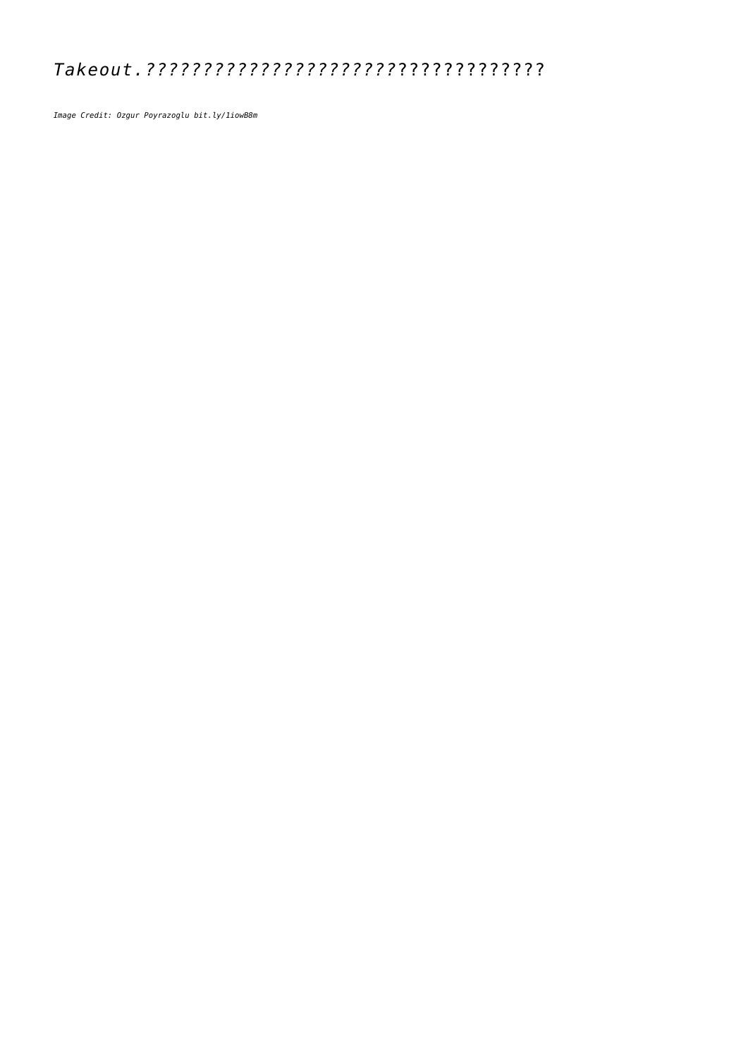*Takeout.??????????????????????????????????*

*Image Credit: Ozgur Poyrazoglu bit.ly/1iowB8m*